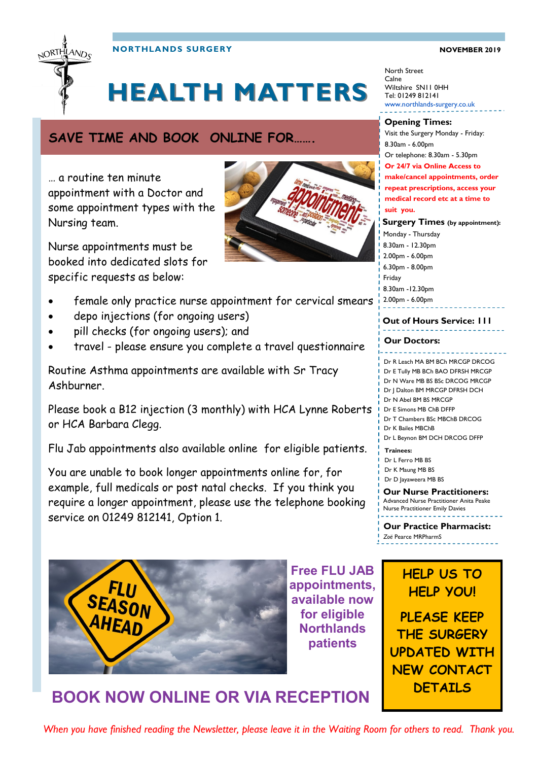NORTHLANDS SURGERY

NOVEMBER 2019

# HEALTH MATTERS

## SAVE TIME AND BOOK ONLINE FOR…….

… a routine ten minute appointment with a Doctor and some appointment types with the Nursing team.

Nurse appointments must be booked into dedicated slots for specific requests as below:

- female only practice nurse appointment for cervical smears
- depo injections (for ongoing users)
- pill checks (for ongoing users); and
- travel - please ensure you complete a travel questionnaire

Routine Asthma appointments are available with Sr Tracy Ashburner.

Please book a B12 injection (3 monthly) with HCA Lynne Roberts or HCA Barbara Clegg.

Flu Jab appointments also available online for eligible patients.

You are unable to book longer appointments online for, for example, full medicals or post natal checks. If you think you require a longer appointment, please use the telephone booking service on 01249 812141, Option 1.

**Free FLU JAB appointments, available now for eligible Northlands patients**

## BOOK NOW ONLINE OR VIA RECEPTION

**HELP US TO HELP YOU!**

**PLEASE KEEP THE SURGERY UPDATED WITH NEW CONTACT DETAILS**

---

North Street
Calne
Wiltshire SN11 0HH
Tel: 01249 812141
www.northlands-surgery.co.uk

**Opening Times:**
Visit the Surgery Monday - Friday:
8.30am - 6.00pm
Or telephone: 8.30am - 5.30pm
**Or 24/7 via Online Access to make/cancel appointments, order repeat prescriptions, access your medical record etc at a time to suit you.**

**Surgery Times** (by appointment):
Monday - Thursday
8.30am - 12.30pm
2.00pm - 6.00pm
6.30pm - 8.00pm
Friday
8.30am -12.30pm
2.00pm - 6.00pm

**Out of Hours Service: 111**

**Our Doctors:**

Dr R Leach MA BM BCh MRCGP DRCOG
Dr E Tully MB BCh BAO DFRSH MRCGP
Dr N Ware MB BS BSc DRCOG MRCGP
Dr J Dalton BM MRCGP DFRSH DCH
Dr N Abel BM BS MRCGP
Dr E Simons MB ChB DFFP
Dr T Chambers BSc MBChB DRCOG
Dr K Bailes MBChB
Dr L Beynon BM DCH DRCOG DFFP

**Trainees:**
Dr L Ferro MB BS
Dr K Maung MB BS
Dr D Jayaweera MB BS

**Our Nurse Practitioners:**
Advanced Nurse Practitioner Anita Peake
Nurse Practitioner Emily Davies

**Our Practice Pharmacist:**
*Zoë* Pearce MRPharmS

*When you have finished reading the Newsletter, please leave it in the Waiting Room for others to read. Thank you.*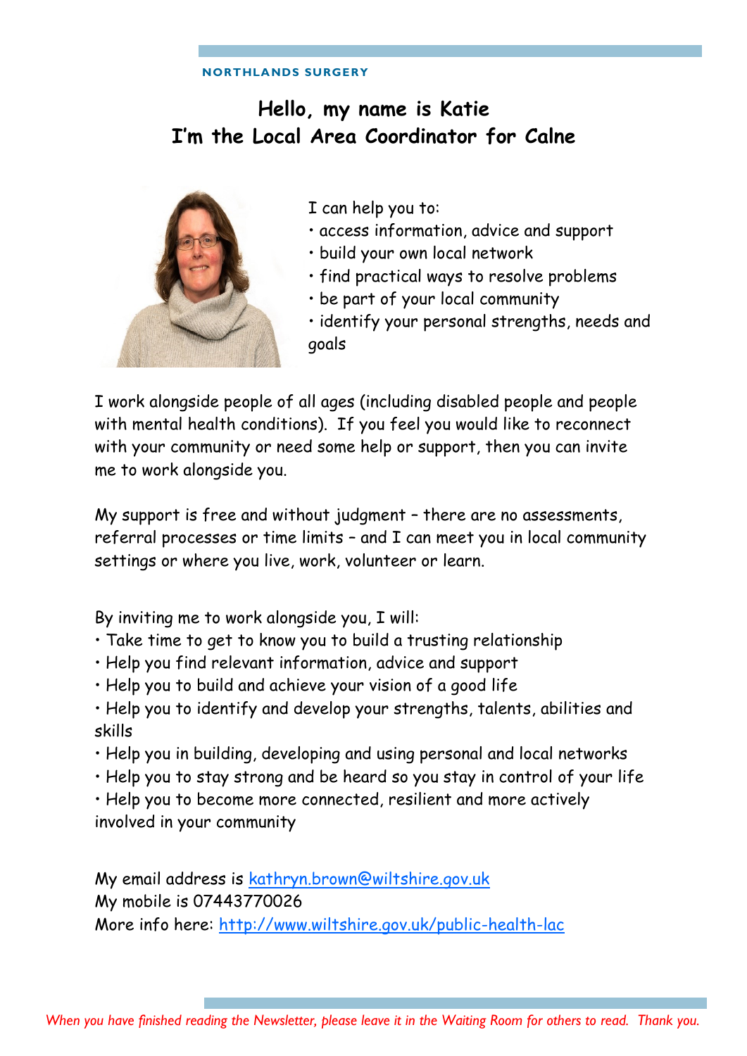NORTHLANDS SURGERY

# Hello, my name is Katie
# I'm the Local Area Coordinator for Calne

I can help you to:

- access information, advice and support
- build your own local network
- find practical ways to resolve problems
- be part of your local community
- identify your personal strengths, needs and goals

I work alongside people of all ages (including disabled people and people with mental health conditions). If you feel you would like to reconnect with your community or need some help or support, then you can invite me to work alongside you.

My support is free and without judgment – there are no assessments, referral processes or time limits – and I can meet you in local community settings or where you live, work, volunteer or learn.

By inviting me to work alongside you, I will:

- Take time to get to know you to build a trusting relationship
- Help you find relevant information, advice and support
- Help you to build and achieve your vision of a good life
- Help you to identify and develop your strengths, talents, abilities and skills
- Help you in building, developing and using personal and local networks
- Help you to stay strong and be heard so you stay in control of your life
- Help you to become more connected, resilient and more actively involved in your community

My email address is kathryn.brown@wiltshire.gov.uk
My mobile is 07443770026
More info here: http://www.wiltshire.gov.uk/public-health-lac

*When you have finished reading the Newsletter, please leave it in the Waiting Room for others to read. Thank you.*